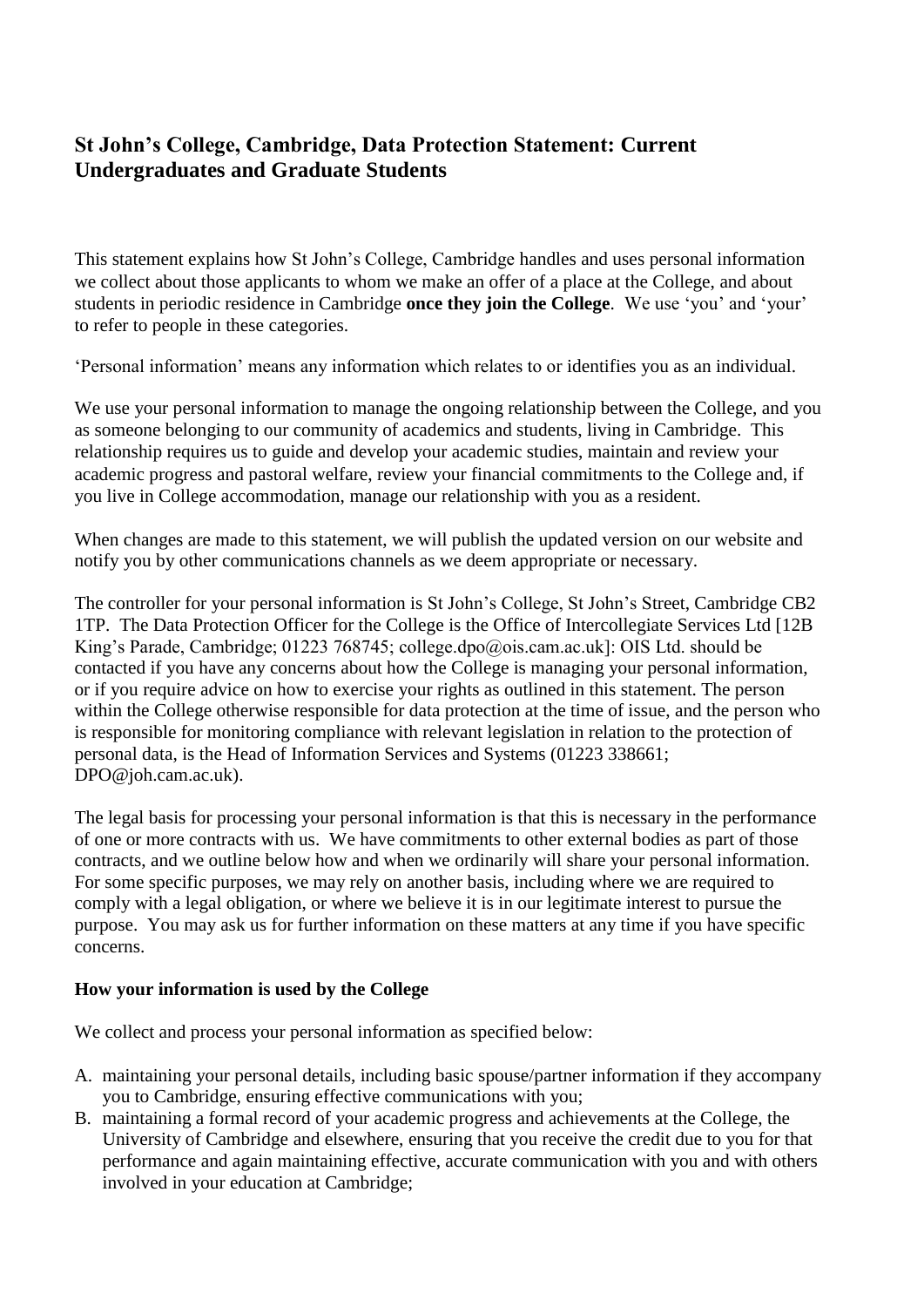# St John's College, Cambridge, Data Protection Statement: Current Undergraduates and Graduate Students

This statement explains how St John's College, Cambridge handles and uses personal information we collect about those applicants to whom we make an offer of a place at the College, and about students in periodic residence in Cambridge **once they join the College**. We use 'you' and 'your' to refer to people in these categories.

'Personal information' means any information which relates to or identifies you as an individual.

We use your personal information to manage the ongoing relationship between the College, and you as someone belonging to our community of academics and students, living in Cambridge. This relationship requires us to guide and develop your academic studies, maintain and review your academic progress and pastoral welfare, review your financial commitments to the College and, if you live in College accommodation, manage our relationship with you as a resident.

When changes are made to this statement, we will publish the updated version on our website and notify you by other communications channels as we deem appropriate or necessary.

The controller for your personal information is St John's College, St John's Street, Cambridge CB2 1TP. The Data Protection Officer for the College is the Office of Intercollegiate Services Ltd [12B King's Parade, Cambridge; 01223 768745; college.dpo@ois.cam.ac.uk]: OIS Ltd. should be contacted if you have any concerns about how the College is managing your personal information, or if you require advice on how to exercise your rights as outlined in this statement. The person within the College otherwise responsible for data protection at the time of issue, and the person who is responsible for monitoring compliance with relevant legislation in relation to the protection of personal data, is the Head of Information Services and Systems (01223 338661; DPO@joh.cam.ac.uk).

The legal basis for processing your personal information is that this is necessary in the performance of one or more contracts with us. We have commitments to other external bodies as part of those contracts, and we outline below how and when we ordinarily will share your personal information. For some specific purposes, we may rely on another basis, including where we are required to comply with a legal obligation, or where we believe it is in our legitimate interest to pursue the purpose. You may ask us for further information on these matters at any time if you have specific concerns.

**How your information is used by the College**

We collect and process your personal information as specified below:

A. maintaining your personal details, including basic spouse/partner information if they accompany you to Cambridge, ensuring effective communications with you;
B. maintaining a formal record of your academic progress and achievements at the College, the University of Cambridge and elsewhere, ensuring that you receive the credit due to you for that performance and again maintaining effective, accurate communication with you and with others involved in your education at Cambridge;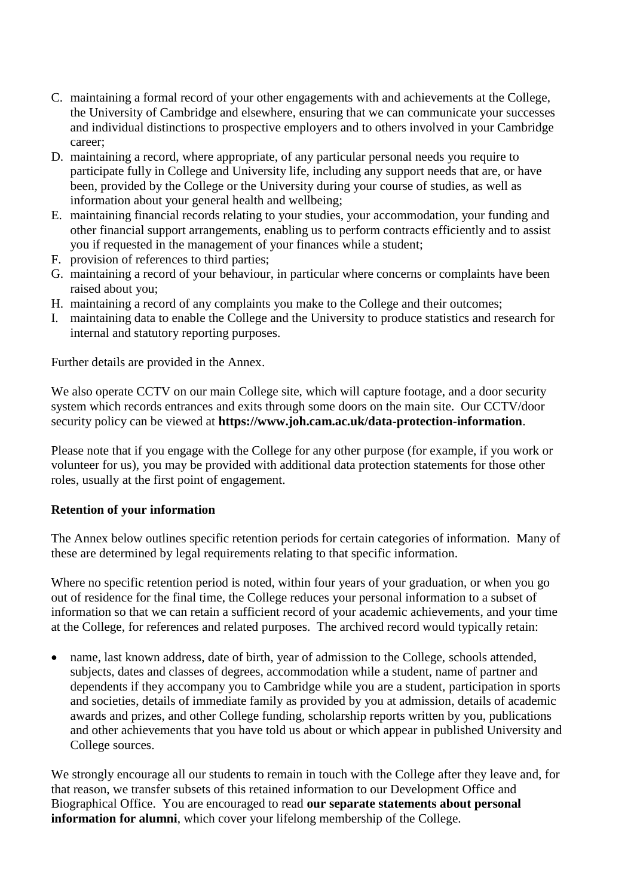C. maintaining a formal record of your other engagements with and achievements at the College, the University of Cambridge and elsewhere, ensuring that we can communicate your successes and individual distinctions to prospective employers and to others involved in your Cambridge career;
D. maintaining a record, where appropriate, of any particular personal needs you require to participate fully in College and University life, including any support needs that are, or have been, provided by the College or the University during your course of studies, as well as information about your general health and wellbeing;
E. maintaining financial records relating to your studies, your accommodation, your funding and other financial support arrangements, enabling us to perform contracts efficiently and to assist you if requested in the management of your finances while a student;
F. provision of references to third parties;
G. maintaining a record of your behaviour, in particular where concerns or complaints have been raised about you;
H. maintaining a record of any complaints you make to the College and their outcomes;
I. maintaining data to enable the College and the University to produce statistics and research for internal and statutory reporting purposes.

Further details are provided in the Annex.

We also operate CCTV on our main College site, which will capture footage, and a door security system which records entrances and exits through some doors on the main site. Our CCTV/door security policy can be viewed at **https://www.joh.cam.ac.uk/data-protection-information**.

Please note that if you engage with the College for any other purpose (for example, if you work or volunteer for us), you may be provided with additional data protection statements for those other roles, usually at the first point of engagement.

**Retention of your information**

The Annex below outlines specific retention periods for certain categories of information. Many of these are determined by legal requirements relating to that specific information.

Where no specific retention period is noted, within four years of your graduation, or when you go out of residence for the final time, the College reduces your personal information to a subset of information so that we can retain a sufficient record of your academic achievements, and your time at the College, for references and related purposes. The archived record would typically retain:

- name, last known address, date of birth, year of admission to the College, schools attended, subjects, dates and classes of degrees, accommodation while a student, name of partner and dependents if they accompany you to Cambridge while you are a student, participation in sports and societies, details of immediate family as provided by you at admission, details of academic awards and prizes, and other College funding, scholarship reports written by you, publications and other achievements that you have told us about or which appear in published University and College sources.

We strongly encourage all our students to remain in touch with the College after they leave and, for that reason, we transfer subsets of this retained information to our Development Office and Biographical Office. You are encouraged to read **our separate statements about personal information for alumni**, which cover your lifelong membership of the College.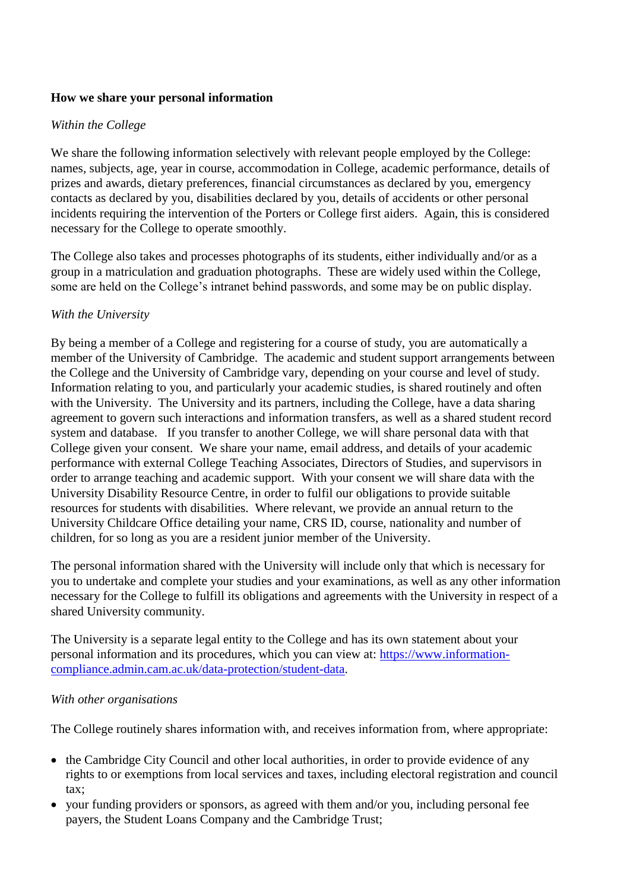**How we share your personal information**

*Within the College*

We share the following information selectively with relevant people employed by the College: names, subjects, age, year in course, accommodation in College, academic performance, details of prizes and awards, dietary preferences, financial circumstances as declared by you, emergency contacts as declared by you, disabilities declared by you, details of accidents or other personal incidents requiring the intervention of the Porters or College first aiders. Again, this is considered necessary for the College to operate smoothly.

The College also takes and processes photographs of its students, either individually and/or as a group in a matriculation and graduation photographs. These are widely used within the College, some are held on the College's intranet behind passwords, and some may be on public display.

*With the University*

By being a member of a College and registering for a course of study, you are automatically a member of the University of Cambridge. The academic and student support arrangements between the College and the University of Cambridge vary, depending on your course and level of study. Information relating to you, and particularly your academic studies, is shared routinely and often with the University. The University and its partners, including the College, have a data sharing agreement to govern such interactions and information transfers, as well as a shared student record system and database. If you transfer to another College, we will share personal data with that College given your consent. We share your name, email address, and details of your academic performance with external College Teaching Associates, Directors of Studies, and supervisors in order to arrange teaching and academic support. With your consent we will share data with the University Disability Resource Centre, in order to fulfil our obligations to provide suitable resources for students with disabilities. Where relevant, we provide an annual return to the University Childcare Office detailing your name, CRS ID, course, nationality and number of children, for so long as you are a resident junior member of the University.

The personal information shared with the University will include only that which is necessary for you to undertake and complete your studies and your examinations, as well as any other information necessary for the College to fulfill its obligations and agreements with the University in respect of a shared University community.

The University is a separate legal entity to the College and has its own statement about your personal information and its procedures, which you can view at: [https://www.information-compliance.admin.cam.ac.uk/data-protection/student-data](https://www.information-compliance.admin.cam.ac.uk/data-protection/student-data).

*With other organisations*

The College routinely shares information with, and receives information from, where appropriate:

- the Cambridge City Council and other local authorities, in order to provide evidence of any rights to or exemptions from local services and taxes, including electoral registration and council tax;
- your funding providers or sponsors, as agreed with them and/or you, including personal fee payers, the Student Loans Company and the Cambridge Trust;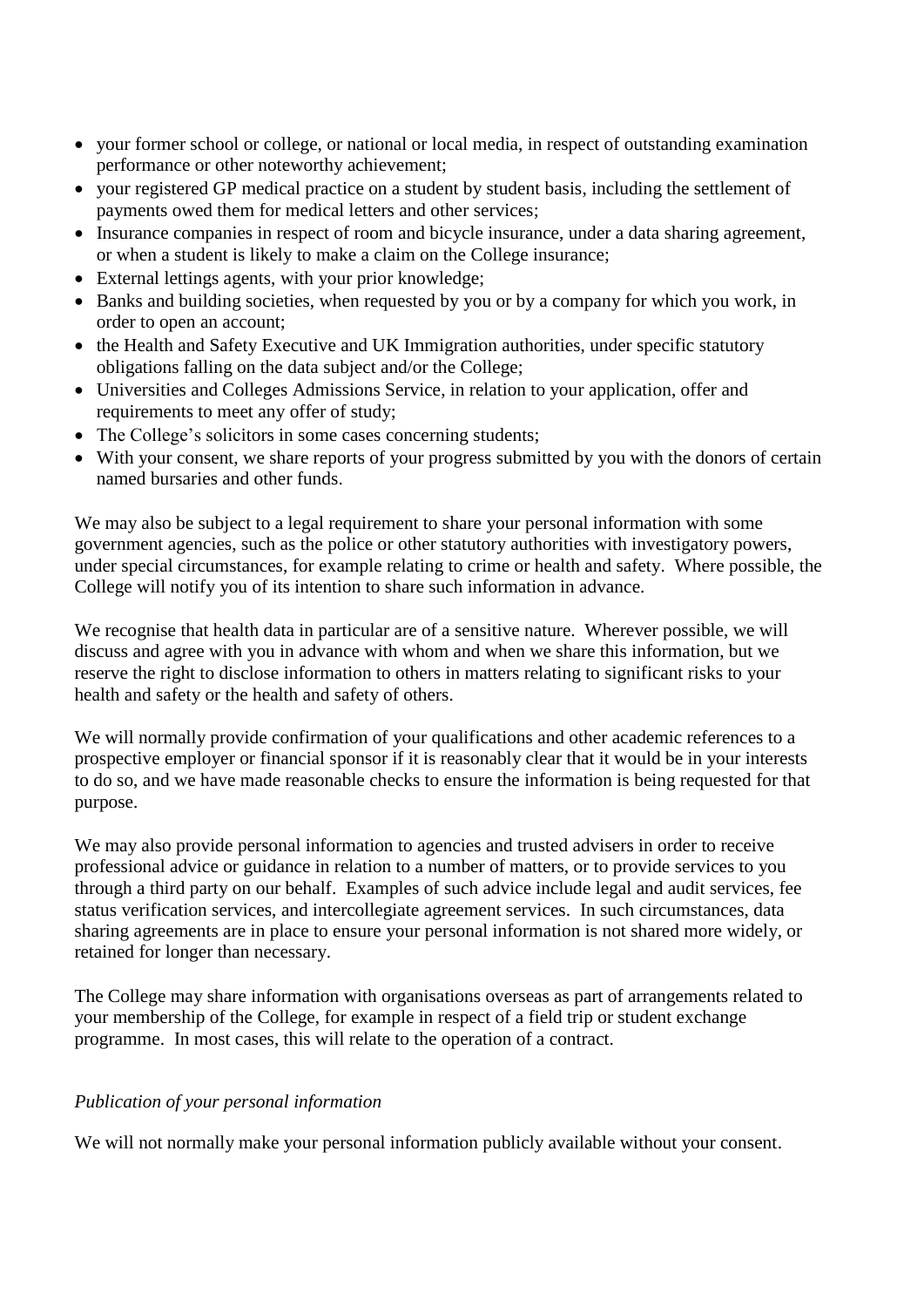- your former school or college, or national or local media, in respect of outstanding examination performance or other noteworthy achievement;
- your registered GP medical practice on a student by student basis, including the settlement of payments owed them for medical letters and other services;
- Insurance companies in respect of room and bicycle insurance, under a data sharing agreement, or when a student is likely to make a claim on the College insurance;
- External lettings agents, with your prior knowledge;
- Banks and building societies, when requested by you or by a company for which you work, in order to open an account;
- the Health and Safety Executive and UK Immigration authorities, under specific statutory obligations falling on the data subject and/or the College;
- Universities and Colleges Admissions Service, in relation to your application, offer and requirements to meet any offer of study;
- The College's solicitors in some cases concerning students;
- With your consent, we share reports of your progress submitted by you with the donors of certain named bursaries and other funds.

We may also be subject to a legal requirement to share your personal information with some government agencies, such as the police or other statutory authorities with investigatory powers, under special circumstances, for example relating to crime or health and safety. Where possible, the College will notify you of its intention to share such information in advance.

We recognise that health data in particular are of a sensitive nature. Wherever possible, we will discuss and agree with you in advance with whom and when we share this information, but we reserve the right to disclose information to others in matters relating to significant risks to your health and safety or the health and safety of others.

We will normally provide confirmation of your qualifications and other academic references to a prospective employer or financial sponsor if it is reasonably clear that it would be in your interests to do so, and we have made reasonable checks to ensure the information is being requested for that purpose.

We may also provide personal information to agencies and trusted advisers in order to receive professional advice or guidance in relation to a number of matters, or to provide services to you through a third party on our behalf. Examples of such advice include legal and audit services, fee status verification services, and intercollegiate agreement services. In such circumstances, data sharing agreements are in place to ensure your personal information is not shared more widely, or retained for longer than necessary.

The College may share information with organisations overseas as part of arrangements related to your membership of the College, for example in respect of a field trip or student exchange programme. In most cases, this will relate to the operation of a contract.

*Publication of your personal information*

We will not normally make your personal information publicly available without your consent.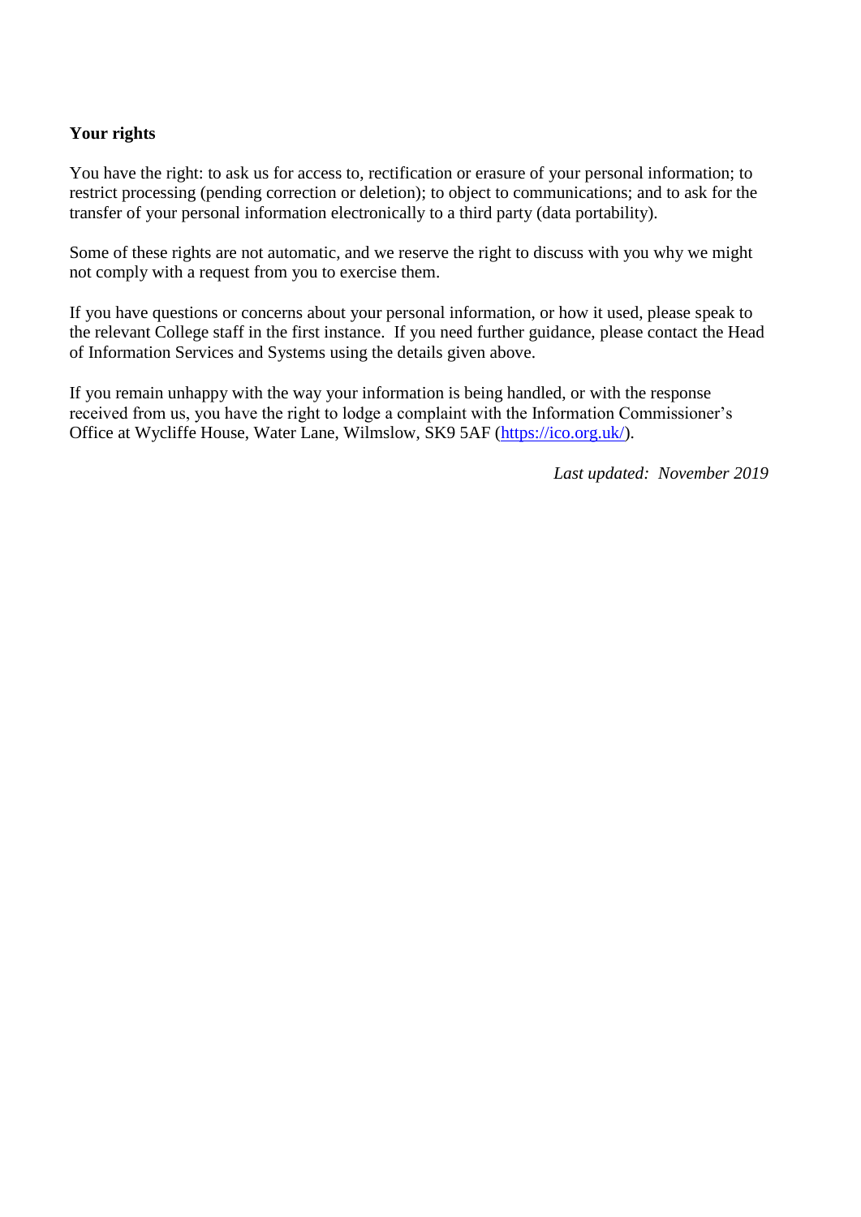**Your rights**

You have the right: to ask us for access to, rectification or erasure of your personal information; to restrict processing (pending correction or deletion); to object to communications; and to ask for the transfer of your personal information electronically to a third party (data portability).

Some of these rights are not automatic, and we reserve the right to discuss with you why we might not comply with a request from you to exercise them.

If you have questions or concerns about your personal information, or how it used, please speak to the relevant College staff in the first instance. If you need further guidance, please contact the Head of Information Services and Systems using the details given above.

If you remain unhappy with the way your information is being handled, or with the response received from us, you have the right to lodge a complaint with the Information Commissioner's Office at Wycliffe House, Water Lane, Wilmslow, SK9 5AF (https://ico.org.uk/).

*Last updated: November 2019*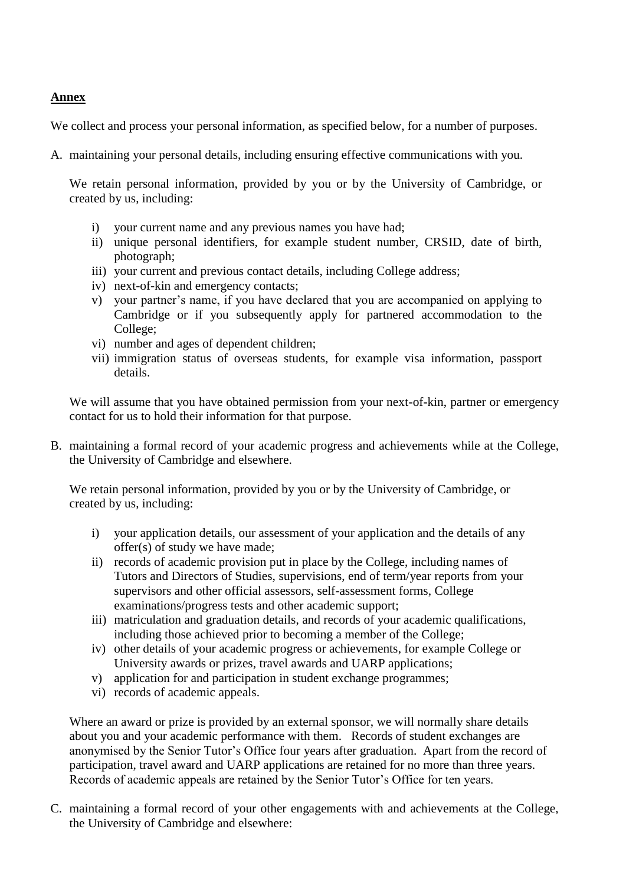**Annex**

We collect and process your personal information, as specified below, for a number of purposes.

A. maintaining your personal details, including ensuring effective communications with you.

   We retain personal information, provided by you or by the University of Cambridge, or created by us, including:

   i) your current name and any previous names you have had;
   ii) unique personal identifiers, for example student number, CRSID, date of birth, photograph;
   iii) your current and previous contact details, including College address;
   iv) next-of-kin and emergency contacts;
   v) your partner's name, if you have declared that you are accompanied on applying to Cambridge or if you subsequently apply for partnered accommodation to the College;
   vi) number and ages of dependent children;
   vii) immigration status of overseas students, for example visa information, passport details.

   We will assume that you have obtained permission from your next-of-kin, partner or emergency contact for us to hold their information for that purpose.

B. maintaining a formal record of your academic progress and achievements while at the College, the University of Cambridge and elsewhere.

   We retain personal information, provided by you or by the University of Cambridge, or created by us, including:

   i) your application details, our assessment of your application and the details of any offer(s) of study we have made;
   ii) records of academic provision put in place by the College, including names of Tutors and Directors of Studies, supervisions, end of term/year reports from your supervisors and other official assessors, self-assessment forms, College examinations/progress tests and other academic support;
   iii) matriculation and graduation details, and records of your academic qualifications, including those achieved prior to becoming a member of the College;
   iv) other details of your academic progress or achievements, for example College or University awards or prizes, travel awards and UARP applications;
   v) application for and participation in student exchange programmes;
   vi) records of academic appeals.

   Where an award or prize is provided by an external sponsor, we will normally share details about you and your academic performance with them. Records of student exchanges are anonymised by the Senior Tutor's Office four years after graduation. Apart from the record of participation, travel award and UARP applications are retained for no more than three years. Records of academic appeals are retained by the Senior Tutor's Office for ten years.

C. maintaining a formal record of your other engagements with and achievements at the College, the University of Cambridge and elsewhere: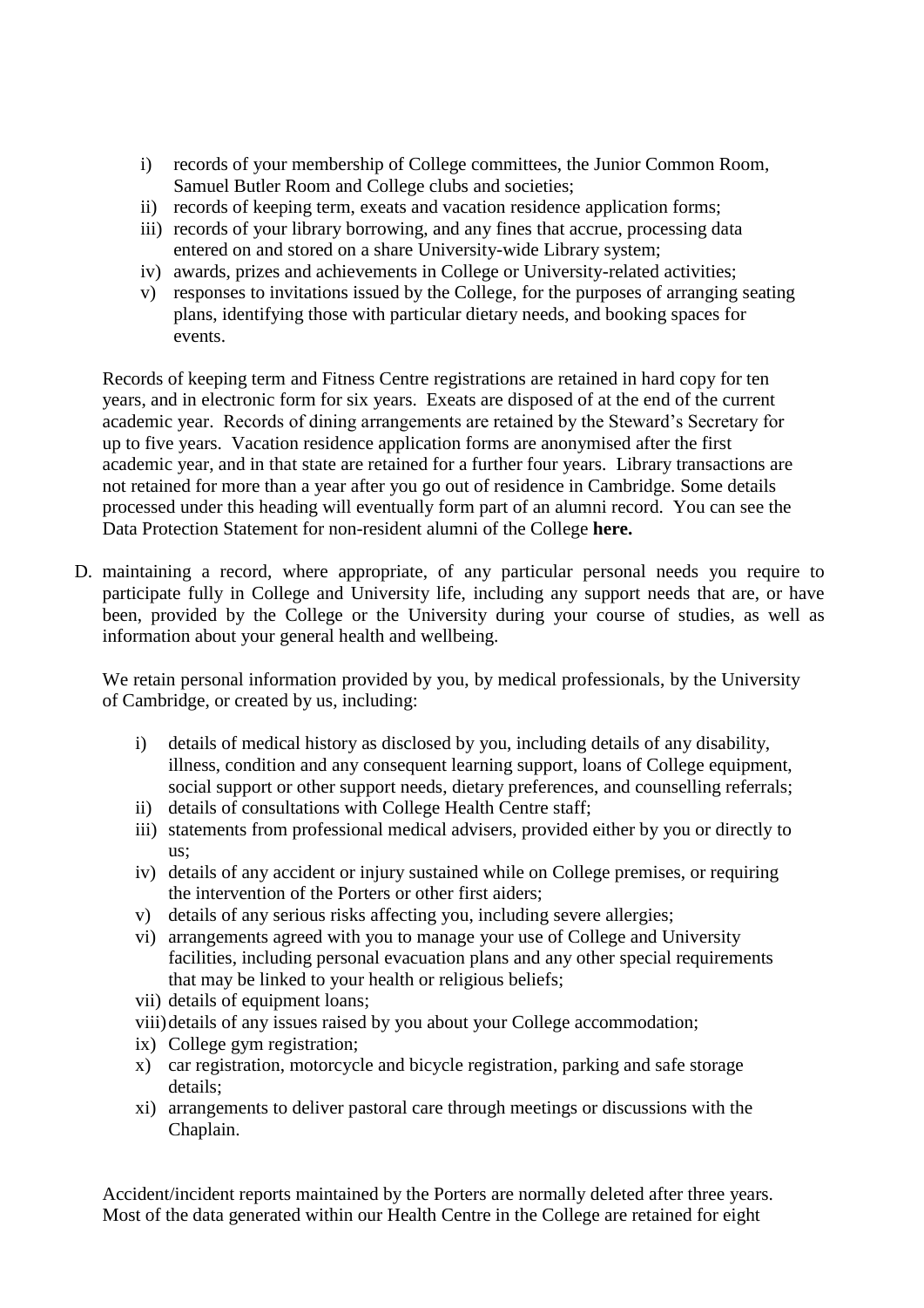i) records of your membership of College committees, the Junior Common Room, Samuel Butler Room and College clubs and societies;
ii) records of keeping term, exeats and vacation residence application forms;
iii) records of your library borrowing, and any fines that accrue, processing data entered on and stored on a share University-wide Library system;
iv) awards, prizes and achievements in College or University-related activities;
v) responses to invitations issued by the College, for the purposes of arranging seating plans, identifying those with particular dietary needs, and booking spaces for events.

Records of keeping term and Fitness Centre registrations are retained in hard copy for ten years, and in electronic form for six years. Exeats are disposed of at the end of the current academic year. Records of dining arrangements are retained by the Steward's Secretary for up to five years. Vacation residence application forms are anonymised after the first academic year, and in that state are retained for a further four years. Library transactions are not retained for more than a year after you go out of residence in Cambridge. Some details processed under this heading will eventually form part of an alumni record. You can see the Data Protection Statement for non-resident alumni of the College **here.**

D. maintaining a record, where appropriate, of any particular personal needs you require to participate fully in College and University life, including any support needs that are, or have been, provided by the College or the University during your course of studies, as well as information about your general health and wellbeing.

We retain personal information provided by you, by medical professionals, by the University of Cambridge, or created by us, including:

i) details of medical history as disclosed by you, including details of any disability, illness, condition and any consequent learning support, loans of College equipment, social support or other support needs, dietary preferences, and counselling referrals;
ii) details of consultations with College Health Centre staff;
iii) statements from professional medical advisers, provided either by you or directly to us;
iv) details of any accident or injury sustained while on College premises, or requiring the intervention of the Porters or other first aiders;
v) details of any serious risks affecting you, including severe allergies;
vi) arrangements agreed with you to manage your use of College and University facilities, including personal evacuation plans and any other special requirements that may be linked to your health or religious beliefs;
vii) details of equipment loans;
viii) details of any issues raised by you about your College accommodation;
ix) College gym registration;
x) car registration, motorcycle and bicycle registration, parking and safe storage details;
xi) arrangements to deliver pastoral care through meetings or discussions with the Chaplain.

Accident/incident reports maintained by the Porters are normally deleted after three years. Most of the data generated within our Health Centre in the College are retained for eight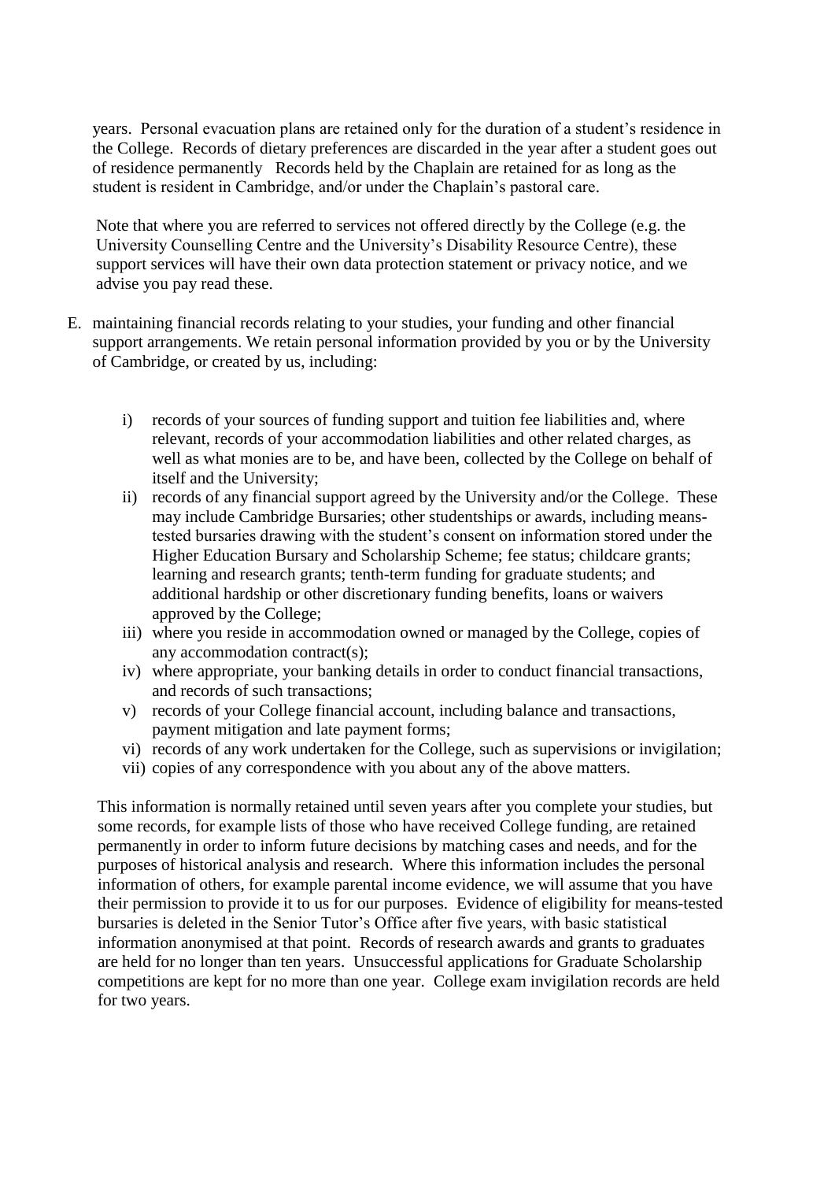years. Personal evacuation plans are retained only for the duration of a student's residence in the College. Records of dietary preferences are discarded in the year after a student goes out of residence permanently Records held by the Chaplain are retained for as long as the student is resident in Cambridge, and/or under the Chaplain's pastoral care.

Note that where you are referred to services not offered directly by the College (e.g. the University Counselling Centre and the University's Disability Resource Centre), these support services will have their own data protection statement or privacy notice, and we advise you pay read these.

E. maintaining financial records relating to your studies, your funding and other financial support arrangements. We retain personal information provided by you or by the University of Cambridge, or created by us, including:

   i) records of your sources of funding support and tuition fee liabilities and, where relevant, records of your accommodation liabilities and other related charges, as well as what monies are to be, and have been, collected by the College on behalf of itself and the University;
   ii) records of any financial support agreed by the University and/or the College. These may include Cambridge Bursaries; other studentships or awards, including means-tested bursaries drawing with the student's consent on information stored under the Higher Education Bursary and Scholarship Scheme; fee status; childcare grants; learning and research grants; tenth-term funding for graduate students; and additional hardship or other discretionary funding benefits, loans or waivers approved by the College;
   iii) where you reside in accommodation owned or managed by the College, copies of any accommodation contract(s);
   iv) where appropriate, your banking details in order to conduct financial transactions, and records of such transactions;
   v) records of your College financial account, including balance and transactions, payment mitigation and late payment forms;
   vi) records of any work undertaken for the College, such as supervisions or invigilation;
   vii) copies of any correspondence with you about any of the above matters.

   This information is normally retained until seven years after you complete your studies, but some records, for example lists of those who have received College funding, are retained permanently in order to inform future decisions by matching cases and needs, and for the purposes of historical analysis and research. Where this information includes the personal information of others, for example parental income evidence, we will assume that you have their permission to provide it to us for our purposes. Evidence of eligibility for means-tested bursaries is deleted in the Senior Tutor's Office after five years, with basic statistical information anonymised at that point. Records of research awards and grants to graduates are held for no longer than ten years. Unsuccessful applications for Graduate Scholarship competitions are kept for no more than one year. College exam invigilation records are held for two years.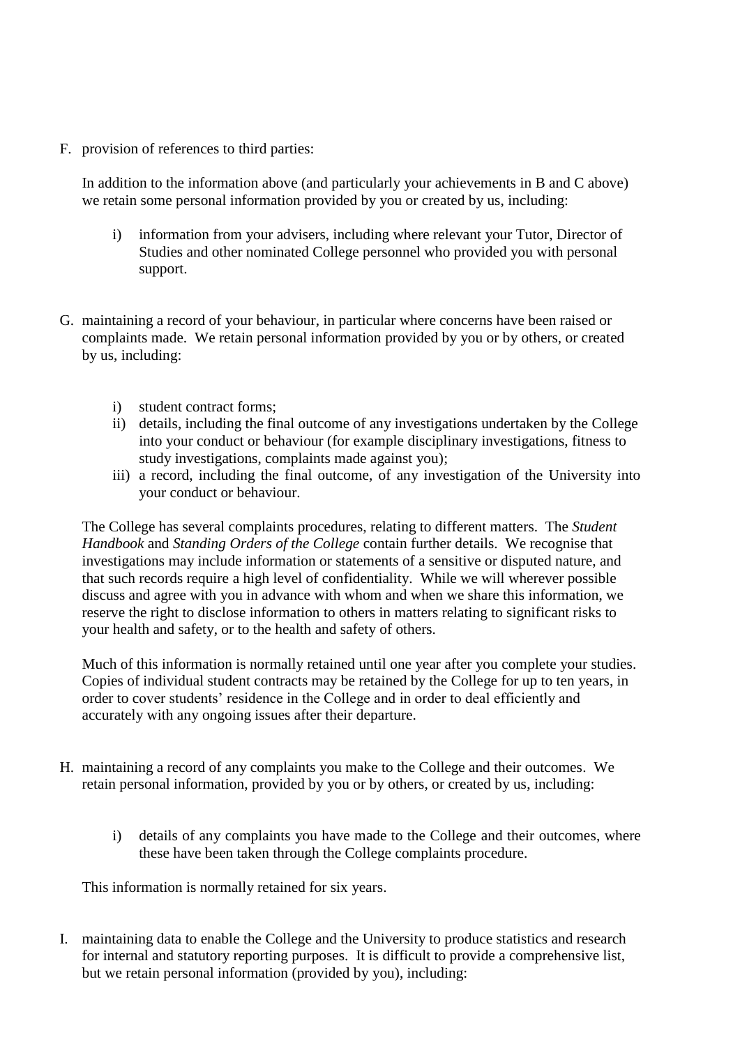F. provision of references to third parties:

   In addition to the information above (and particularly your achievements in B and C above) we retain some personal information provided by you or created by us, including:

   i) information from your advisers, including where relevant your Tutor, Director of Studies and other nominated College personnel who provided you with personal support.

G. maintaining a record of your behaviour, in particular where concerns have been raised or complaints made. We retain personal information provided by you or by others, or created by us, including:

   i) student contract forms;
   ii) details, including the final outcome of any investigations undertaken by the College into your conduct or behaviour (for example disciplinary investigations, fitness to study investigations, complaints made against you);
   iii) a record, including the final outcome, of any investigation of the University into your conduct or behaviour.

   The College has several complaints procedures, relating to different matters. The *Student Handbook* and *Standing Orders of the College* contain further details. We recognise that investigations may include information or statements of a sensitive or disputed nature, and that such records require a high level of confidentiality. While we will wherever possible discuss and agree with you in advance with whom and when we share this information, we reserve the right to disclose information to others in matters relating to significant risks to your health and safety, or to the health and safety of others.

   Much of this information is normally retained until one year after you complete your studies. Copies of individual student contracts may be retained by the College for up to ten years, in order to cover students' residence in the College and in order to deal efficiently and accurately with any ongoing issues after their departure.

H. maintaining a record of any complaints you make to the College and their outcomes. We retain personal information, provided by you or by others, or created by us, including:

   i) details of any complaints you have made to the College and their outcomes, where these have been taken through the College complaints procedure.

   This information is normally retained for six years.

I. maintaining data to enable the College and the University to produce statistics and research for internal and statutory reporting purposes. It is difficult to provide a comprehensive list, but we retain personal information (provided by you), including: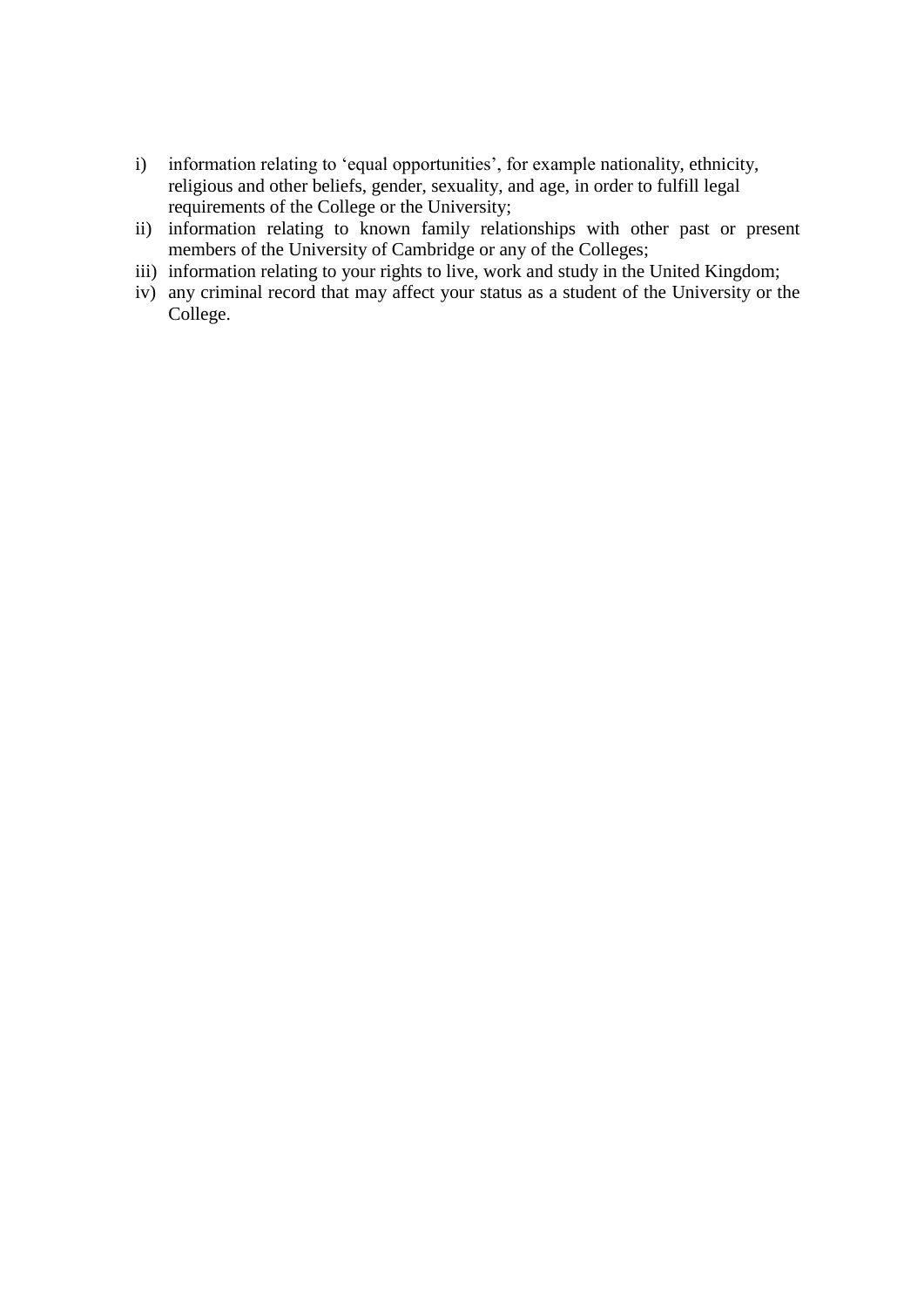i) information relating to 'equal opportunities', for example nationality, ethnicity, religious and other beliefs, gender, sexuality, and age, in order to fulfill legal requirements of the College or the University;
ii) information relating to known family relationships with other past or present members of the University of Cambridge or any of the Colleges;
iii) information relating to your rights to live, work and study in the United Kingdom;
iv) any criminal record that may affect your status as a student of the University or the College.